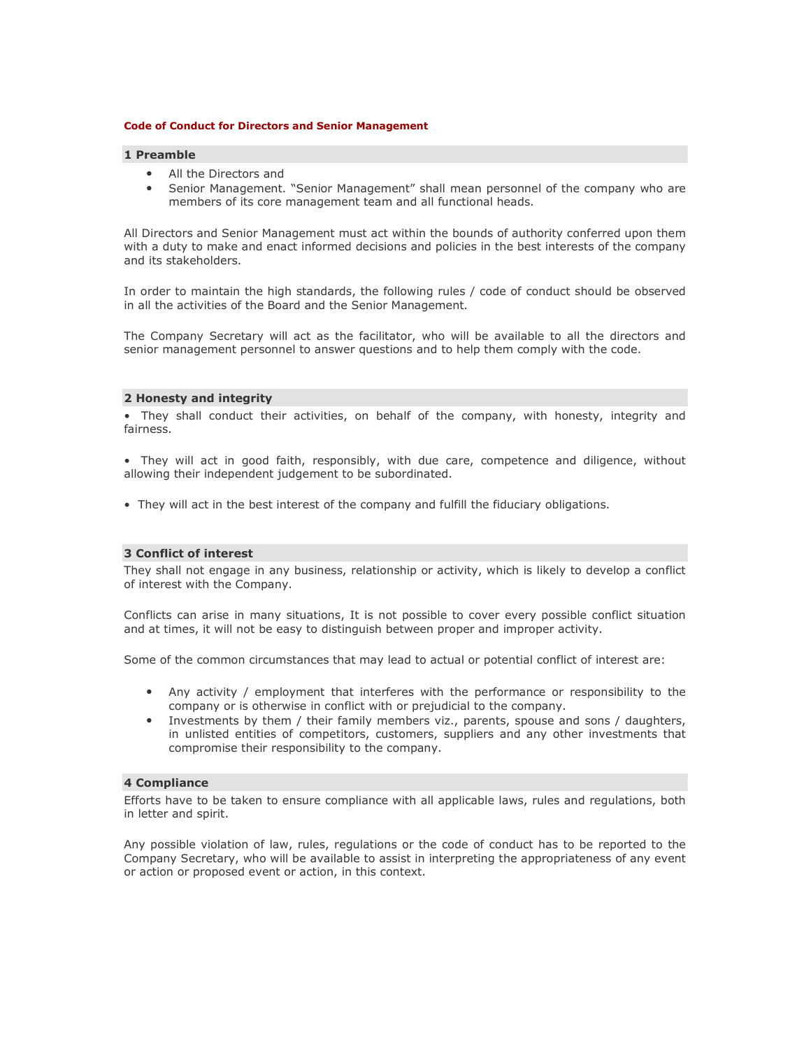# Code of Conduct for Directors and Senior Management

## 1 Preamble

- All the Directors and
- Senior Management. "Senior Management" shall mean personnel of the company who are members of its core management team and all functional heads.

All Directors and Senior Management must act within the bounds of authority conferred upon them with a duty to make and enact informed decisions and policies in the best interests of the company and its stakeholders.

In order to maintain the high standards, the following rules / code of conduct should be observed in all the activities of the Board and the Senior Management.

The Company Secretary will act as the facilitator, who will be available to all the directors and senior management personnel to answer questions and to help them comply with the code.

## 2 Honesty and integrity

• They shall conduct their activities, on behalf of the company, with honesty, integrity and fairness.

• They will act in good faith, responsibly, with due care, competence and diligence, without allowing their independent judgement to be subordinated.

• They will act in the best interest of the company and fulfill the fiduciary obligations.

## 3 Conflict of interest

They shall not engage in any business, relationship or activity, which is likely to develop a conflict of interest with the Company.

Conflicts can arise in many situations, It is not possible to cover every possible conflict situation and at times, it will not be easy to distinguish between proper and improper activity.

Some of the common circumstances that may lead to actual or potential conflict of interest are:

- Any activity / employment that interferes with the performance or responsibility to the company or is otherwise in conflict with or prejudicial to the company.
- Investments by them / their family members viz., parents, spouse and sons / daughters, in unlisted entities of competitors, customers, suppliers and any other investments that compromise their responsibility to the company.

## 4 Compliance

Efforts have to be taken to ensure compliance with all applicable laws, rules and regulations, both in letter and spirit.

Any possible violation of law, rules, regulations or the code of conduct has to be reported to the Company Secretary, who will be available to assist in interpreting the appropriateness of any event or action or proposed event or action, in this context.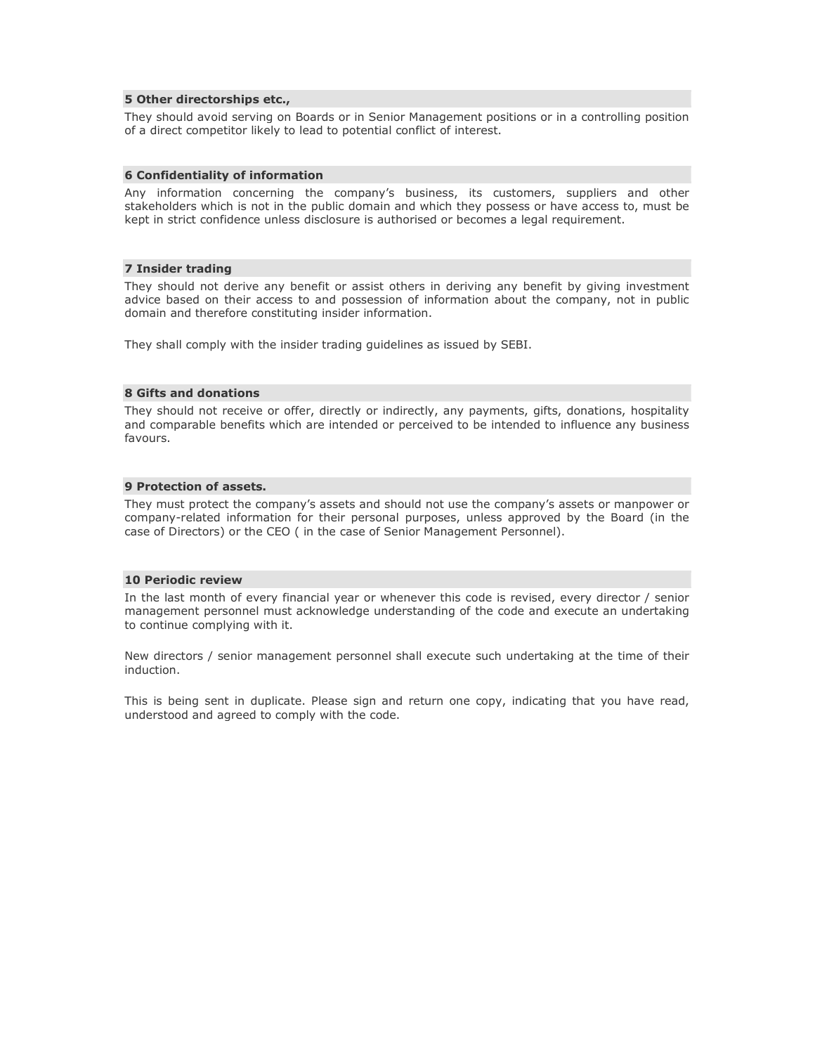### 5 Other directorships etc.,

They should avoid serving on Boards or in Senior Management positions or in a controlling position of a direct competitor likely to lead to potential conflict of interest.

### 6 Confidentiality of information

Any information concerning the company's business, its customers, suppliers and other stakeholders which is not in the public domain and which they possess or have access to, must be kept in strict confidence unless disclosure is authorised or becomes a legal requirement.

### 7 Insider trading

They should not derive any benefit or assist others in deriving any benefit by giving investment advice based on their access to and possession of information about the company, not in public domain and therefore constituting insider information.

They shall comply with the insider trading guidelines as issued by SEBI.

### 8 Gifts and donations

They should not receive or offer, directly or indirectly, any payments, gifts, donations, hospitality and comparable benefits which are intended or perceived to be intended to influence any business favours.

### 9 Protection of assets.

They must protect the company's assets and should not use the company's assets or manpower or company-related information for their personal purposes, unless approved by the Board (in the case of Directors) or the CEO ( in the case of Senior Management Personnel).

### 10 Periodic review

In the last month of every financial year or whenever this code is revised, every director / senior management personnel must acknowledge understanding of the code and execute an undertaking to continue complying with it.

New directors / senior management personnel shall execute such undertaking at the time of their induction.

This is being sent in duplicate. Please sign and return one copy, indicating that you have read, understood and agreed to comply with the code.